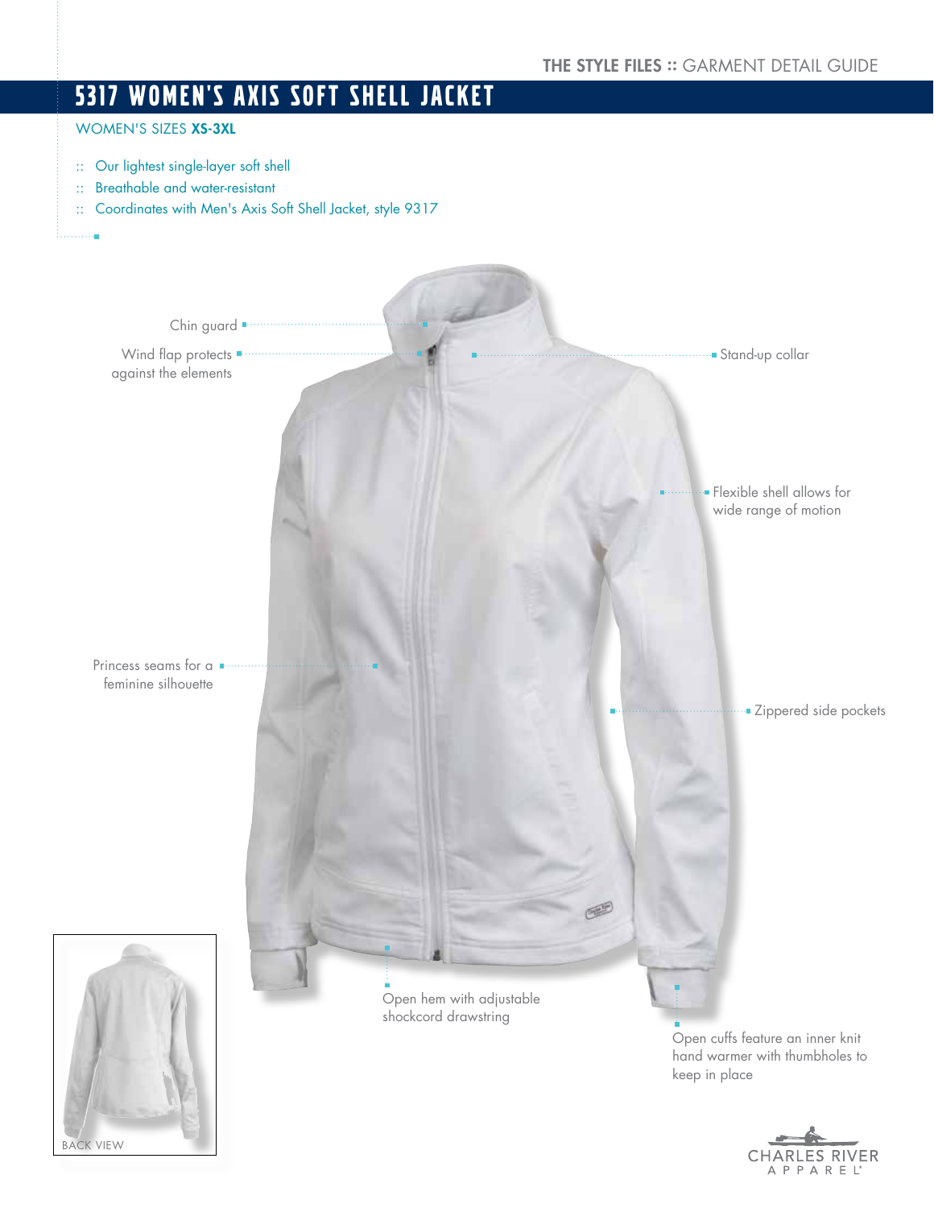THE STYLE FILES :: GARMENT DETAIL GUIDE

# 5317 WOMEN'S AXIS SOFT SHELL JACKET

WOMEN'S SIZES **XS-3XL**

- Our lightest single-layer soft shell
- Breathable and water-resistant
- Coordinates with Men's Axis Soft Shell Jacket, style 9317

Chin guard

Wind flap protects against the elements

Stand-up collar

Flexible shell allows for wide range of motion

Princess seams for a feminine silhouette

Zippered side pockets

Open hem with adjustable shockcord drawstring

Open cuffs feature an inner knit hand warmer with thumbholes to keep in place

BACK VIEW

CHARLES RIVER APPAREL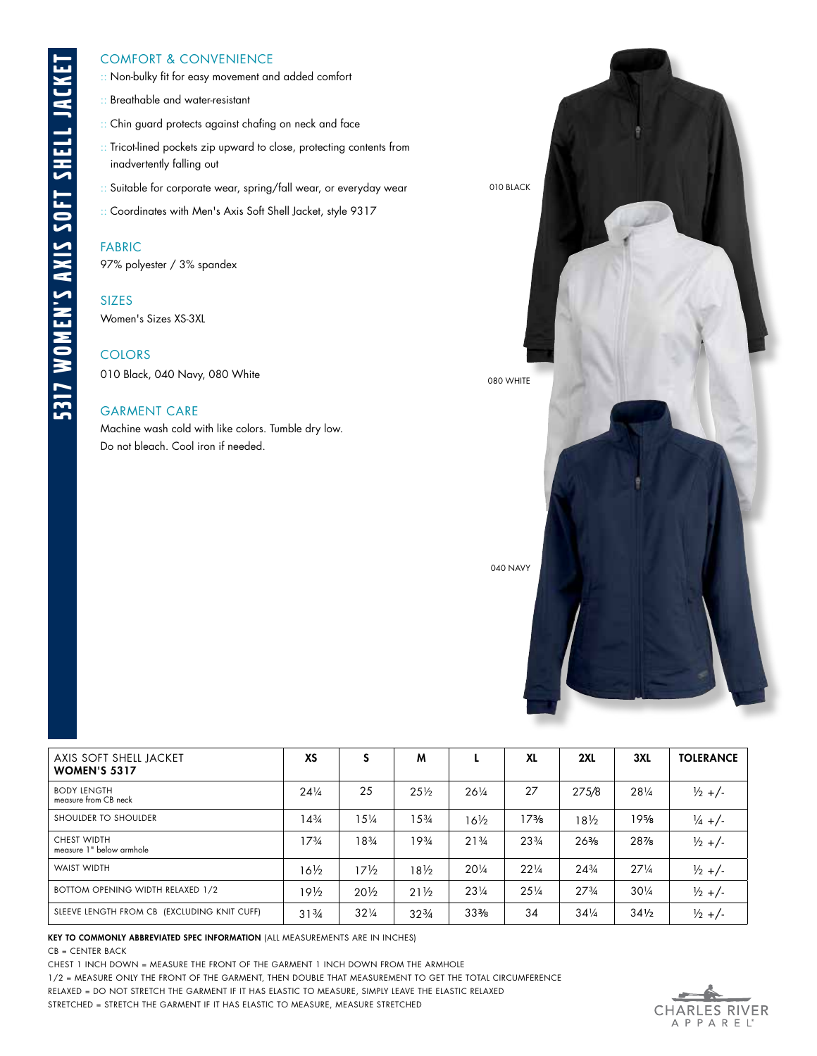# 5317 WOMEN'S AXIS SOFT SHELL JACKET

## COMFORT & CONVENIENCE

:: Non-bulky fit for easy movement and added comfort

:: Breathable and water-resistant

:: Chin guard protects against chafing on neck and face

:: Tricot-lined pockets zip upward to close, protecting contents from inadvertently falling out

:: Suitable for corporate wear, spring/fall wear, or everyday wear

:: Coordinates with Men's Axis Soft Shell Jacket, style 9317

## FABRIC

97% polyester / 3% spandex

## SIZES

Women's Sizes XS-3XL

## COLORS

010 Black, 040 Navy, 080 White

## GARMENT CARE

Machine wash cold with like colors. Tumble dry low.
Do not bleach. Cool iron if needed.

010 BLACK

080 WHITE

040 NAVY

| AXIS SOFT SHELL JACKET **WOMEN'S 5317** | XS | S | M | L | XL | 2XL | 3XL | TOLERANCE |
|---|---|---|---|---|---|---|---|---|
| BODY LENGTH measure from CB neck | 24¼ | 25 | 25½ | 26¼ | 27 | 27 5/8 | 28¼ | ½ +/- |
| SHOULDER TO SHOULDER | 14¾ | 15¼ | 15¾ | 16½ | 17⅜ | 18½ | 19⅝ | ¼ +/- |
| CHEST WIDTH measure 1" below armhole | 17¾ | 18¾ | 19¾ | 21¾ | 23¾ | 26⅜ | 28⅞ | ½ +/- |
| WAIST WIDTH | 16½ | 17½ | 18½ | 20¼ | 22¼ | 24¾ | 27¼ | ½ +/- |
| BOTTOM OPENING WIDTH RELAXED 1/2 | 19½ | 20½ | 21½ | 23¼ | 25¼ | 27¾ | 30¼ | ½ +/- |
| SLEEVE LENGTH FROM CB (EXCLUDING KNIT CUFF) | 31¾ | 32¼ | 32¾ | 33⅜ | 34 | 34¼ | 34½ | ½ +/- |

**KEY TO COMMONLY ABBREVIATED SPEC INFORMATION** (ALL MEASUREMENTS ARE IN INCHES)

CB = CENTER BACK

CHEST 1 INCH DOWN = MEASURE THE FRONT OF THE GARMENT 1 INCH DOWN FROM THE ARMHOLE

1/2 = MEASURE ONLY THE FRONT OF THE GARMENT, THEN DOUBLE THAT MEASUREMENT TO GET THE TOTAL CIRCUMFERENCE

RELAXED = DO NOT STRETCH THE GARMENT IF IT HAS ELASTIC TO MEASURE, SIMPLY LEAVE THE ELASTIC RELAXED

STRETCHED = STRETCH THE GARMENT IF IT HAS ELASTIC TO MEASURE, MEASURE STRETCHED

CHARLES RIVER APPAREL®